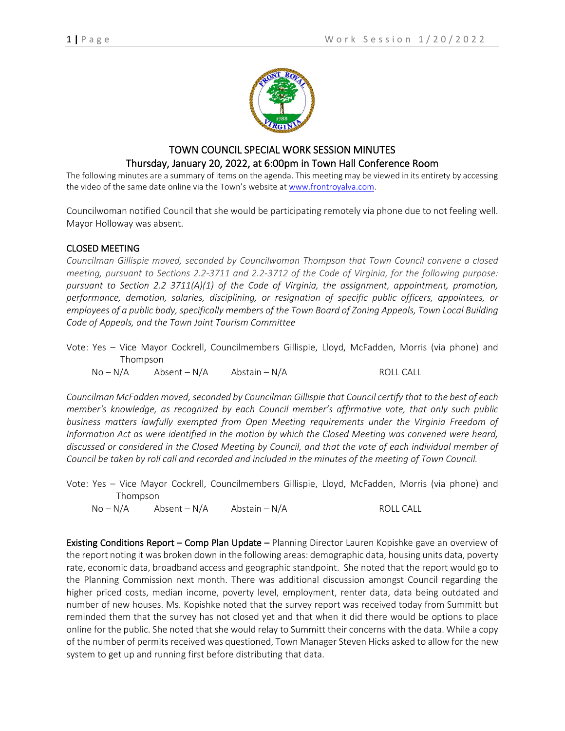# TOWN COUNCIL SPECIAL WORK SESSION MINUTES

## Thursday, January 20, 2022, at 6:00pm in Town Hall Conference Room

The following minutes are a summary of items on the agenda. This meeting may be viewed in its entirety by accessing the video of the same date online via the Town's website at [www.frontroyalva.com](www.frontroyalva.com).

Councilwoman notified Council that she would be participating remotely via phone due to not feeling well. Mayor Holloway was absent.

### CLOSED MEETING

*Councilman Gillispie moved, seconded by Councilwoman Thompson that Town Council convene a closed meeting, pursuant to Sections 2.2-3711 and 2.2-3712 of the Code of Virginia, for the following purpose: pursuant to Section 2.2 3711(A)(1) of the Code of Virginia, the assignment, appointment, promotion, performance, demotion, salaries, disciplining, or resignation of specific public officers, appointees, or employees of a public body, specifically members of the Town Board of Zoning Appeals, Town Local Building Code of Appeals, and the Town Joint Tourism Committee*

Vote: Yes – Vice Mayor Cockrell, Councilmembers Gillispie, Lloyd, McFadden, Morris (via phone) and Thompson
No – N/A Absent – N/A Abstain – N/A ROLL CALL

*Councilman McFadden moved, seconded by Councilman Gillispie that Council certify that to the best of each member's knowledge, as recognized by each Council member's affirmative vote, that only such public business matters lawfully exempted from Open Meeting requirements under the Virginia Freedom of Information Act as were identified in the motion by which the Closed Meeting was convened were heard, discussed or considered in the Closed Meeting by Council, and that the vote of each individual member of Council be taken by roll call and recorded and included in the minutes of the meeting of Town Council.*

Vote: Yes – Vice Mayor Cockrell, Councilmembers Gillispie, Lloyd, McFadden, Morris (via phone) and Thompson
No – N/A Absent – N/A Abstain – N/A ROLL CALL

**Existing Conditions Report – Comp Plan Update –** Planning Director Lauren Kopishke gave an overview of the report noting it was broken down in the following areas: demographic data, housing units data, poverty rate, economic data, broadband access and geographic standpoint. She noted that the report would go to the Planning Commission next month. There was additional discussion amongst Council regarding the higher priced costs, median income, poverty level, employment, renter data, data being outdated and number of new houses. Ms. Kopishke noted that the survey report was received today from Summitt but reminded them that the survey has not closed yet and that when it did there would be options to place online for the public. She noted that she would relay to Summitt their concerns with the data. While a copy of the number of permits received was questioned, Town Manager Steven Hicks asked to allow for the new system to get up and running first before distributing that data.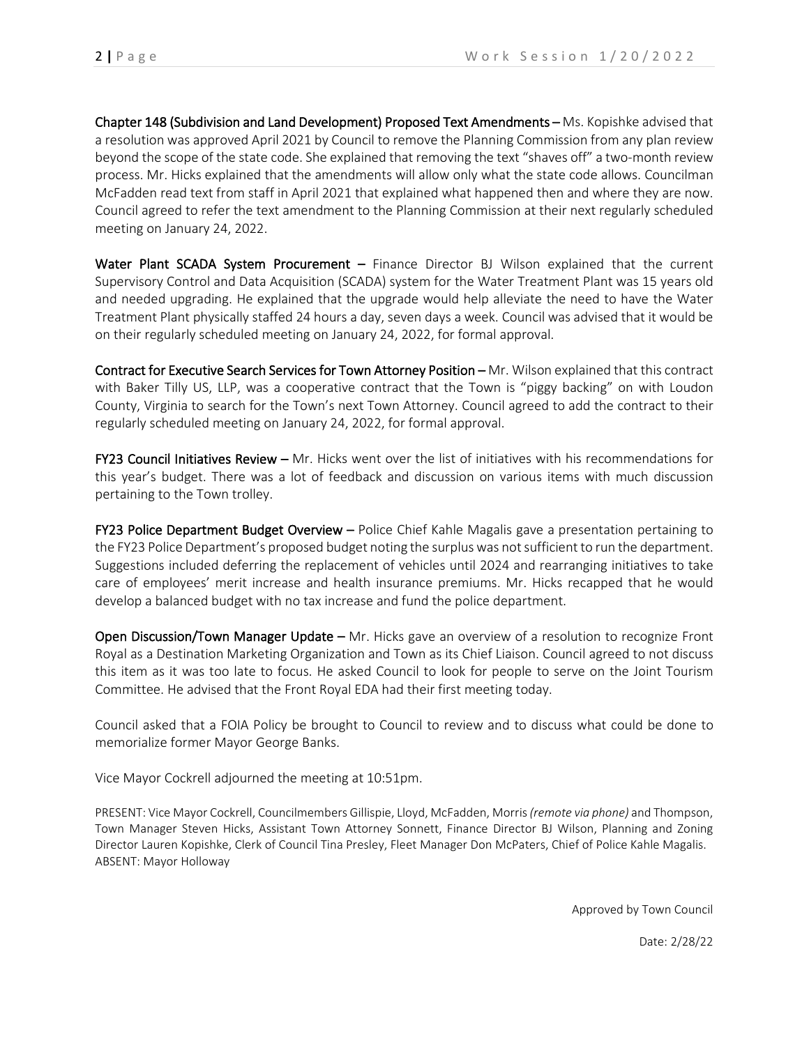**Chapter 148 (Subdivision and Land Development) Proposed Text Amendments** – Ms. Kopishke advised that a resolution was approved April 2021 by Council to remove the Planning Commission from any plan review beyond the scope of the state code. She explained that removing the text "shaves off" a two-month review process. Mr. Hicks explained that the amendments will allow only what the state code allows. Councilman McFadden read text from staff in April 2021 that explained what happened then and where they are now. Council agreed to refer the text amendment to the Planning Commission at their next regularly scheduled meeting on January 24, 2022.

**Water Plant SCADA System Procurement** – Finance Director BJ Wilson explained that the current Supervisory Control and Data Acquisition (SCADA) system for the Water Treatment Plant was 15 years old and needed upgrading. He explained that the upgrade would help alleviate the need to have the Water Treatment Plant physically staffed 24 hours a day, seven days a week. Council was advised that it would be on their regularly scheduled meeting on January 24, 2022, for formal approval.

**Contract for Executive Search Services for Town Attorney Position** – Mr. Wilson explained that this contract with Baker Tilly US, LLP, was a cooperative contract that the Town is "piggy backing" on with Loudon County, Virginia to search for the Town's next Town Attorney. Council agreed to add the contract to their regularly scheduled meeting on January 24, 2022, for formal approval.

**FY23 Council Initiatives Review** – Mr. Hicks went over the list of initiatives with his recommendations for this year's budget. There was a lot of feedback and discussion on various items with much discussion pertaining to the Town trolley.

**FY23 Police Department Budget Overview** – Police Chief Kahle Magalis gave a presentation pertaining to the FY23 Police Department's proposed budget noting the surplus was not sufficient to run the department. Suggestions included deferring the replacement of vehicles until 2024 and rearranging initiatives to take care of employees' merit increase and health insurance premiums. Mr. Hicks recapped that he would develop a balanced budget with no tax increase and fund the police department.

**Open Discussion/Town Manager Update** – Mr. Hicks gave an overview of a resolution to recognize Front Royal as a Destination Marketing Organization and Town as its Chief Liaison. Council agreed to not discuss this item as it was too late to focus. He asked Council to look for people to serve on the Joint Tourism Committee. He advised that the Front Royal EDA had their first meeting today.

Council asked that a FOIA Policy be brought to Council to review and to discuss what could be done to memorialize former Mayor George Banks.

Vice Mayor Cockrell adjourned the meeting at 10:51pm.

PRESENT: Vice Mayor Cockrell, Councilmembers Gillispie, Lloyd, McFadden, Morris *(remote via phone)* and Thompson, Town Manager Steven Hicks, Assistant Town Attorney Sonnett, Finance Director BJ Wilson, Planning and Zoning Director Lauren Kopishke, Clerk of Council Tina Presley, Fleet Manager Don McPaters, Chief of Police Kahle Magalis.
ABSENT: Mayor Holloway

Approved by Town Council

Date: 2/28/22